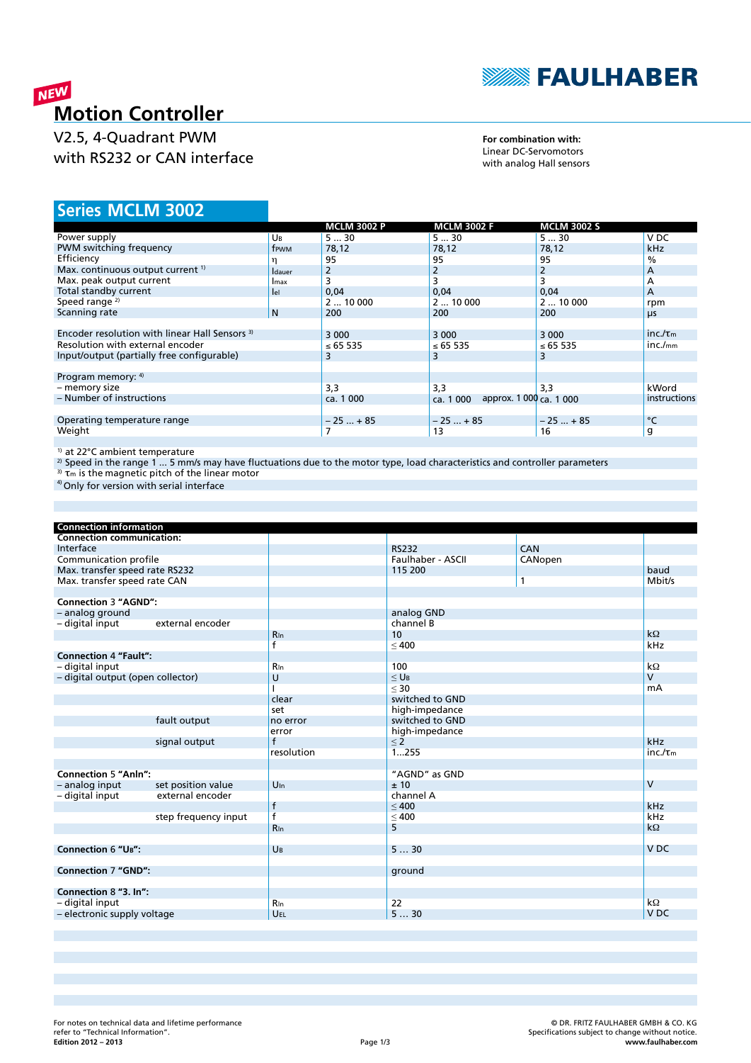NEW

# Motion Controller

V2.5, 4-Quadrant PWM
with RS232 or CAN interface

**For combination with:**
Linear DC-Servomotors
with analog Hall sensors

## Series MCLM 3002

| | | MCLM 3002 P | MCLM 3002 F | MCLM 3002 S | |
|---|---|---|---|---|---|
| Power supply | $U_B$ | 5 ... 30 | 5 ... 30 | 5 ... 30 | V DC |
| PWM switching frequency | $f_{PWM}$ | 78,12 | 78,12 | 78,12 | kHz |
| Efficiency | η | 95 | 95 | 95 | % |
| Max. continuous output current [1] | $I_{dauer}$ | 2 | 2 | 2 | A |
| Max. peak output current | $I_{max}$ | 3 | 3 | 3 | A |
| Total standby current | $I_{el}$ | 0,04 | 0,04 | 0,04 | A |
| Speed range [2] | | 2 ... 10 000 | 2 ... 10 000 | 2 ... 10 000 | rpm |
| Scanning rate | N | 200 | 200 | 200 | µs |
| | | | | | |
| Encoder resolution with linear Hall Sensors [3] | | 3 000 | 3 000 | 3 000 | inc./$\tau_m$ |
| Resolution with external encoder | | ≤ 65 535 | ≤ 65 535 | ≤ 65 535 | inc./mm |
| Input/output (partially free configurable) | | 3 | 3 | 3 | |
| | | | | | |
| Program memory: [4] | | | | | |
| – memory size | | 3,3 | 3,3 | 3,3 | kWord |
| – Number of instructions | | ca. 1 000 | ca. 1 000 approx. 1 000 | ca. 1 000 | instructions |
| | | | | | |
| Operating temperature range | | – 25 ... + 85 | – 25 ... + 85 | – 25 ... + 85 | °C |
| Weight | | 7 | 13 | 16 | g |

[1] at 22°C ambient temperature
[2] Speed in the range 1 ... 5 mm/s may have fluctuations due to the motor type, load characteristics and controller parameters
[3] $\tau_m$ is the magnetic pitch of the linear motor
[4] Only for version with serial interface

| Connection information | | | | |
|---|---|---|---|---|
| **Connection communication:** | | | | |
| Interface | | RS232 | CAN | |
| Communication profile | | Faulhaber - ASCII | CANopen | |
| Max. transfer speed rate RS232 | | 115 200 | | baud |
| Max. transfer speed rate CAN | | | 1 | Mbit/s |
| | | | | |
| **Connection 3 "AGND":** | | | | |
| – analog ground | | analog GND | | |
| – digital input &nbsp;&nbsp; external encoder | | channel B | | |
| | $R_{In}$ | 10 | | kΩ |
| | f | ≤ 400 | | kHz |
| **Connection 4 "Fault":** | | | | |
| – digital input | $R_{In}$ | 100 | | kΩ |
| – digital output (open collector) | U | ≤ $U_B$ | | V |
| | I | ≤ 30 | | mA |
| | clear | switched to GND | | |
| | set | high-impedance | | |
| fault output | no error | switched to GND | | |
| | error | high-impedance | | |
| signal output | f | ≤ 2 | | kHz |
| | resolution | 1...255 | | inc./$\tau_m$ |
| | | | | |
| **Connection 5 "AnIn":** | | "AGND" as GND | | |
| – analog input &nbsp;&nbsp; set position value | $U_{In}$ | ± 10 | | V |
| – digital input &nbsp;&nbsp; external encoder | | channel A | | |
| | f | ≤ 400 | | kHz |
| step frequency input | f | ≤ 400 | | kHz |
| | $R_{In}$ | 5 | | kΩ |
| | | | | |
| **Connection 6 "$U_B$":** | $U_B$ | 5 ... 30 | | V DC |
| | | | | |
| **Connection 7 "GND":** | | ground | | |
| | | | | |
| **Connection 8 "3. In":** | | | | |
| – digital input | $R_{In}$ | 22 | | kΩ |
| – electronic supply voltage | $U_{EL}$ | 5 ... 30 | | V DC |

For notes on technical data and lifetime performance refer to "Technical Information".
Edition 2012 – 2013

© DR. FRITZ FAULHABER GMBH & CO. KG
Specifications subject to change without notice.
www.faulhaber.com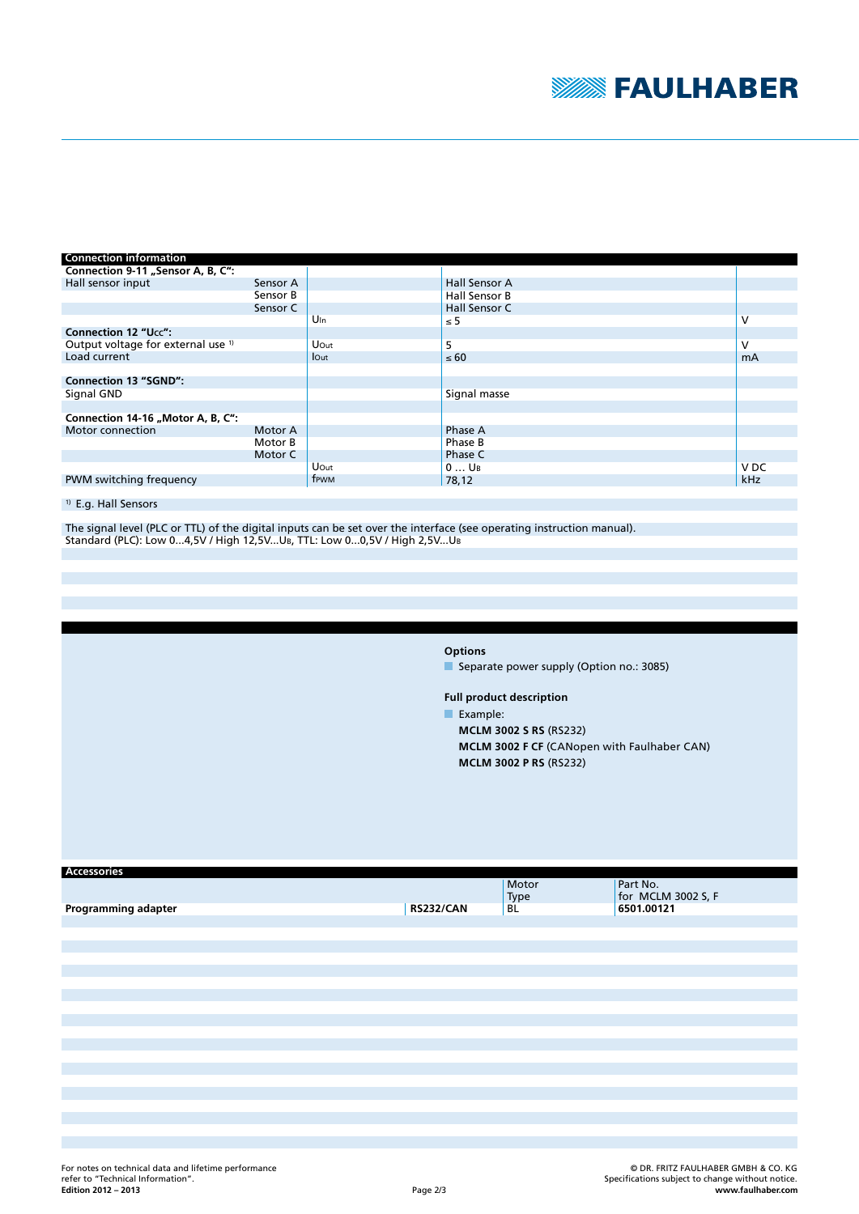## Connection information

| | | | | |
|---|---|---|---|---|
| **Connection 9-11 „Sensor A, B, C":** | | | | |
| Hall sensor input | Sensor A | | Hall Sensor A | |
| | Sensor B | | Hall Sensor B | |
| | Sensor C | | Hall Sensor C | |
| | | $U_{In}$ | ≤ 5 | V |
| **Connection 12 "$U_{CC}$":** | | | | |
| Output voltage for external use [1] | | $U_{Out}$ | 5 | V |
| Load current | | $I_{Out}$ | ≤ 60 | mA |
| | | | | |
| **Connection 13 "SGND":** | | | | |
| Signal GND | | | Signal masse | |
| | | | | |
| **Connection 14-16 „Motor A, B, C":** | | | | |
| Motor connection | Motor A | | Phase A | |
| | Motor B | | Phase B | |
| | Motor C | | Phase C | |
| | | $U_{Out}$ | 0 … $U_B$ | V DC |
| PWM switching frequency | | $f_{PWM}$ | 78,12 | kHz |

[1] E.g. Hall Sensors

The signal level (PLC or TTL) of the digital inputs can be set over the interface (see operating instruction manual).
Standard (PLC): Low 0...4,5V / High 12,5V...$U_B$, TTL: Low 0...0,5V / High 2,5V...$U_B$

**Options**

- Separate power supply (Option no.: 3085)

**Full product description**

- Example:
  **MCLM 3002 S RS** (RS232)
  **MCLM 3002 F CF** (CANopen with Faulhaber CAN)
  **MCLM 3002 P RS** (RS232)

## Accessories

| | | Motor Type | Part No. for MCLM 3002 S, F |
|---|---|---|---|
| **Programming adapter** | **RS232/CAN** | BL | **6501.00121** |

For notes on technical data and lifetime performance refer to "Technical Information".
**Edition 2012 – 2013**

© DR. FRITZ FAULHABER GMBH & CO. KG
Specifications subject to change without notice.
**www.faulhaber.com**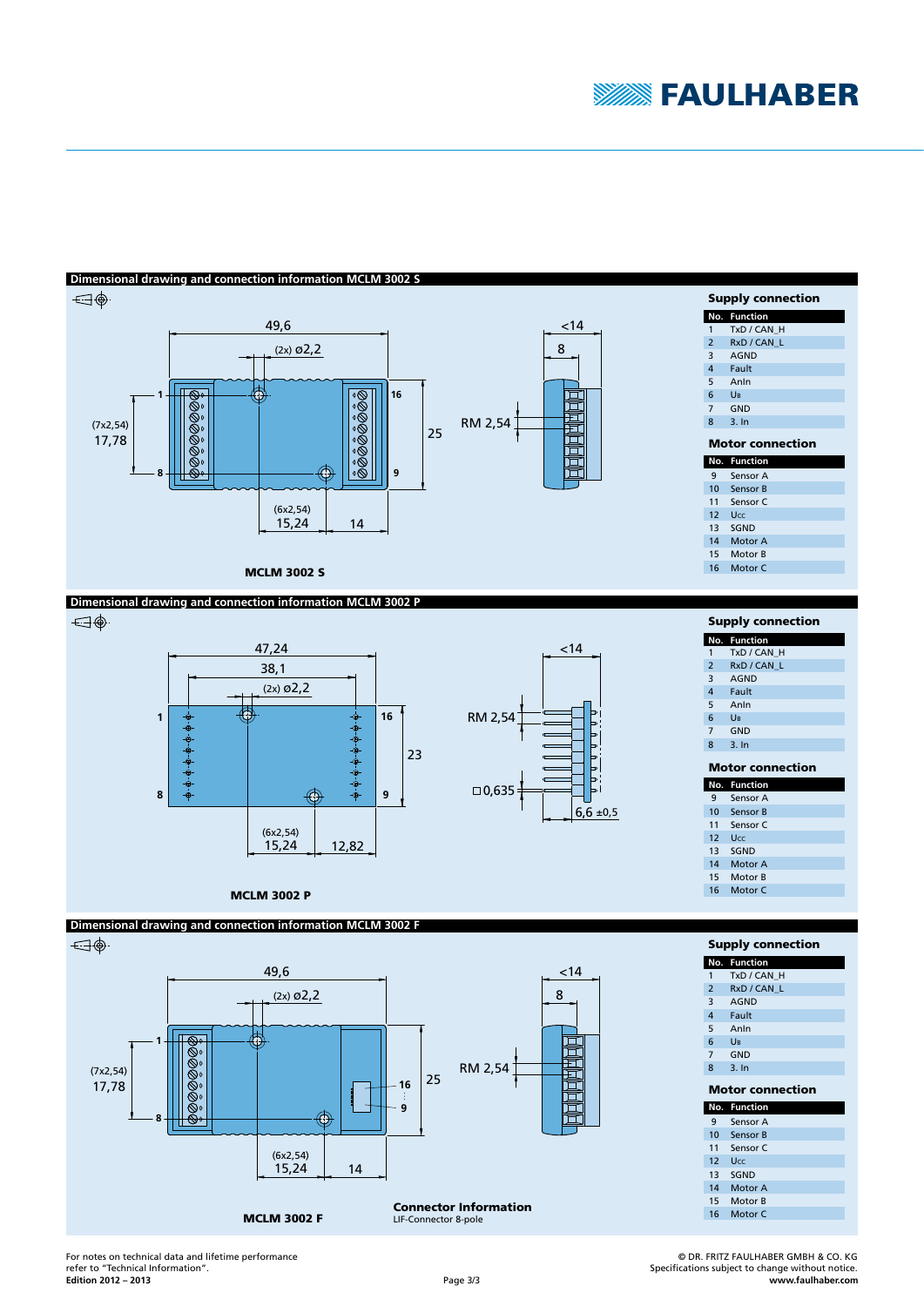## Dimensional drawing and connection information MCLM 3002 S

49,6
(2x) ø2,2
<14
8
1
16
(7x2,54)
17,78
25
RM 2,54
8
9
(6x2,54)
15,24
14

**MCLM 3002 S**

### Supply connection

| No. | Function |
|---|---|
| 1 | TxD / CAN_H |
| 2 | RxD / CAN_L |
| 3 | AGND |
| 4 | Fault |
| 5 | AnIn |
| 6 | $U_B$ |
| 7 | GND |
| 8 | 3. In |

### Motor connection

| No. | Function |
|---|---|
| 9 | Sensor A |
| 10 | Sensor B |
| 11 | Sensor C |
| 12 | $U_{CC}$ |
| 13 | SGND |
| 14 | Motor A |
| 15 | Motor B |
| 16 | Motor C |

## Dimensional drawing and connection information MCLM 3002 P

47,24
38,1
(2x) ø2,2
<14
1
16
RM 2,54
23
8
9
□0,635
6,6 ±0,5
(6x2,54)
15,24
12,82

**MCLM 3002 P**

### Supply connection

| No. | Function |
|---|---|
| 1 | TxD / CAN_H |
| 2 | RxD / CAN_L |
| 3 | AGND |
| 4 | Fault |
| 5 | AnIn |
| 6 | $U_B$ |
| 7 | GND |
| 8 | 3. In |

### Motor connection

| No. | Function |
|---|---|
| 9 | Sensor A |
| 10 | Sensor B |
| 11 | Sensor C |
| 12 | $U_{CC}$ |
| 13 | SGND |
| 14 | Motor A |
| 15 | Motor B |
| 16 | Motor C |

## Dimensional drawing and connection information MCLM 3002 F

49,6
(2x) ø2,2
<14
8
1
(7x2,54)
17,78
16
9
25
RM 2,54
8
(6x2,54)
15,24
14

**MCLM 3002 F**

**Connector Information**
LIF-Connector 8-pole

### Supply connection

| No. | Function |
|---|---|
| 1 | TxD / CAN_H |
| 2 | RxD / CAN_L |
| 3 | AGND |
| 4 | Fault |
| 5 | AnIn |
| 6 | $U_B$ |
| 7 | GND |
| 8 | 3. In |

### Motor connection

| No. | Function |
|---|---|
| 9 | Sensor A |
| 10 | Sensor B |
| 11 | Sensor C |
| 12 | $U_{CC}$ |
| 13 | SGND |
| 14 | Motor A |
| 15 | Motor B |
| 16 | Motor C |

For notes on technical data and lifetime performance refer to "Technical Information".
**Edition 2012 – 2013**

© DR. FRITZ FAULHABER GMBH & CO. KG
Specifications subject to change without notice.
**www.faulhaber.com**